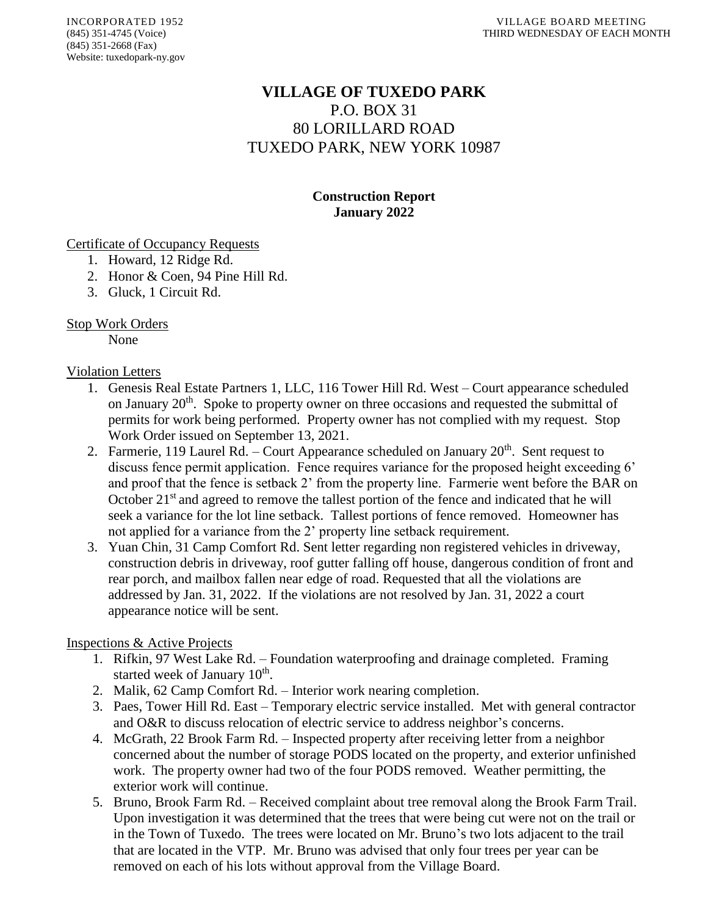INCORPORATED 1952
(845) 351-4745 (Voice)
(845) 351-2668 (Fax)
Website: tuxedopark-ny.gov

VILLAGE BOARD MEETING
THIRD WEDNESDAY OF EACH MONTH

# VILLAGE OF TUXEDO PARK

P.O. BOX 31
80 LORILLARD ROAD
TUXEDO PARK, NEW YORK 10987

## Construction Report
**January 2022**

### Certificate of Occupancy Requests

1. Howard, 12 Ridge Rd.
2. Honor & Coen, 94 Pine Hill Rd.
3. Gluck, 1 Circuit Rd.

### Stop Work Orders

None

### Violation Letters

1. Genesis Real Estate Partners 1, LLC, 116 Tower Hill Rd. West – Court appearance scheduled on January 20th. Spoke to property owner on three occasions and requested the submittal of permits for work being performed. Property owner has not complied with my request. Stop Work Order issued on September 13, 2021.
2. Farmerie, 119 Laurel Rd. – Court Appearance scheduled on January 20th. Sent request to discuss fence permit application. Fence requires variance for the proposed height exceeding 6' and proof that the fence is setback 2' from the property line. Farmerie went before the BAR on October 21st and agreed to remove the tallest portion of the fence and indicated that he will seek a variance for the lot line setback. Tallest portions of fence removed. Homeowner has not applied for a variance from the 2' property line setback requirement.
3. Yuan Chin, 31 Camp Comfort Rd. Sent letter regarding non registered vehicles in driveway, construction debris in driveway, roof gutter falling off house, dangerous condition of front and rear porch, and mailbox fallen near edge of road. Requested that all the violations are addressed by Jan. 31, 2022. If the violations are not resolved by Jan. 31, 2022 a court appearance notice will be sent.

### Inspections & Active Projects

1. Rifkin, 97 West Lake Rd. – Foundation waterproofing and drainage completed. Framing started week of January 10th.
2. Malik, 62 Camp Comfort Rd. – Interior work nearing completion.
3. Paes, Tower Hill Rd. East – Temporary electric service installed. Met with general contractor and O&R to discuss relocation of electric service to address neighbor's concerns.
4. McGrath, 22 Brook Farm Rd. – Inspected property after receiving letter from a neighbor concerned about the number of storage PODS located on the property, and exterior unfinished work. The property owner had two of the four PODS removed. Weather permitting, the exterior work will continue.
5. Bruno, Brook Farm Rd. – Received complaint about tree removal along the Brook Farm Trail. Upon investigation it was determined that the trees that were being cut were not on the trail or in the Town of Tuxedo. The trees were located on Mr. Bruno's two lots adjacent to the trail that are located in the VTP. Mr. Bruno was advised that only four trees per year can be removed on each of his lots without approval from the Village Board.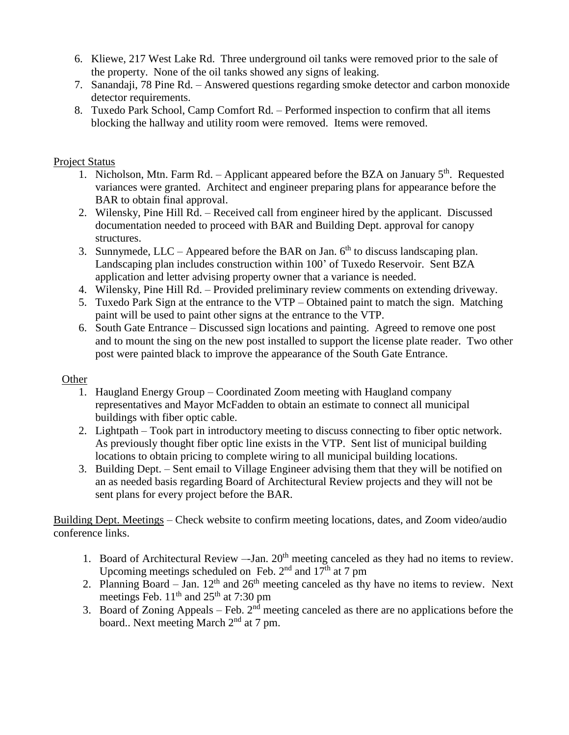6. Kliewe, 217 West Lake Rd. Three underground oil tanks were removed prior to the sale of the property. None of the oil tanks showed any signs of leaking.
7. Sanandaji, 78 Pine Rd. – Answered questions regarding smoke detector and carbon monoxide detector requirements.
8. Tuxedo Park School, Camp Comfort Rd. – Performed inspection to confirm that all items blocking the hallway and utility room were removed. Items were removed.

Project Status

1. Nicholson, Mtn. Farm Rd. – Applicant appeared before the BZA on January 5th. Requested variances were granted. Architect and engineer preparing plans for appearance before the BAR to obtain final approval.
2. Wilensky, Pine Hill Rd. – Received call from engineer hired by the applicant. Discussed documentation needed to proceed with BAR and Building Dept. approval for canopy structures.
3. Sunnymede, LLC – Appeared before the BAR on Jan. 6th to discuss landscaping plan. Landscaping plan includes construction within 100' of Tuxedo Reservoir. Sent BZA application and letter advising property owner that a variance is needed.
4. Wilensky, Pine Hill Rd. – Provided preliminary review comments on extending driveway.
5. Tuxedo Park Sign at the entrance to the VTP – Obtained paint to match the sign. Matching paint will be used to paint other signs at the entrance to the VTP.
6. South Gate Entrance – Discussed sign locations and painting. Agreed to remove one post and to mount the sing on the new post installed to support the license plate reader. Two other post were painted black to improve the appearance of the South Gate Entrance.

Other

1. Haugland Energy Group – Coordinated Zoom meeting with Haugland company representatives and Mayor McFadden to obtain an estimate to connect all municipal buildings with fiber optic cable.
2. Lightpath – Took part in introductory meeting to discuss connecting to fiber optic network. As previously thought fiber optic line exists in the VTP. Sent list of municipal building locations to obtain pricing to complete wiring to all municipal building locations.
3. Building Dept. – Sent email to Village Engineer advising them that they will be notified on an as needed basis regarding Board of Architectural Review projects and they will not be sent plans for every project before the BAR.

Building Dept. Meetings – Check website to confirm meeting locations, dates, and Zoom video/audio conference links.

1. Board of Architectural Review —Jan. 20th meeting canceled as they had no items to review. Upcoming meetings scheduled on Feb. 2nd and 17th at 7 pm
2. Planning Board – Jan. 12th and 26th meeting canceled as thy have no items to review. Next meetings Feb. 11th and 25th at 7:30 pm
3. Board of Zoning Appeals – Feb. 2nd meeting canceled as there are no applications before the board.. Next meeting March 2nd at 7 pm.